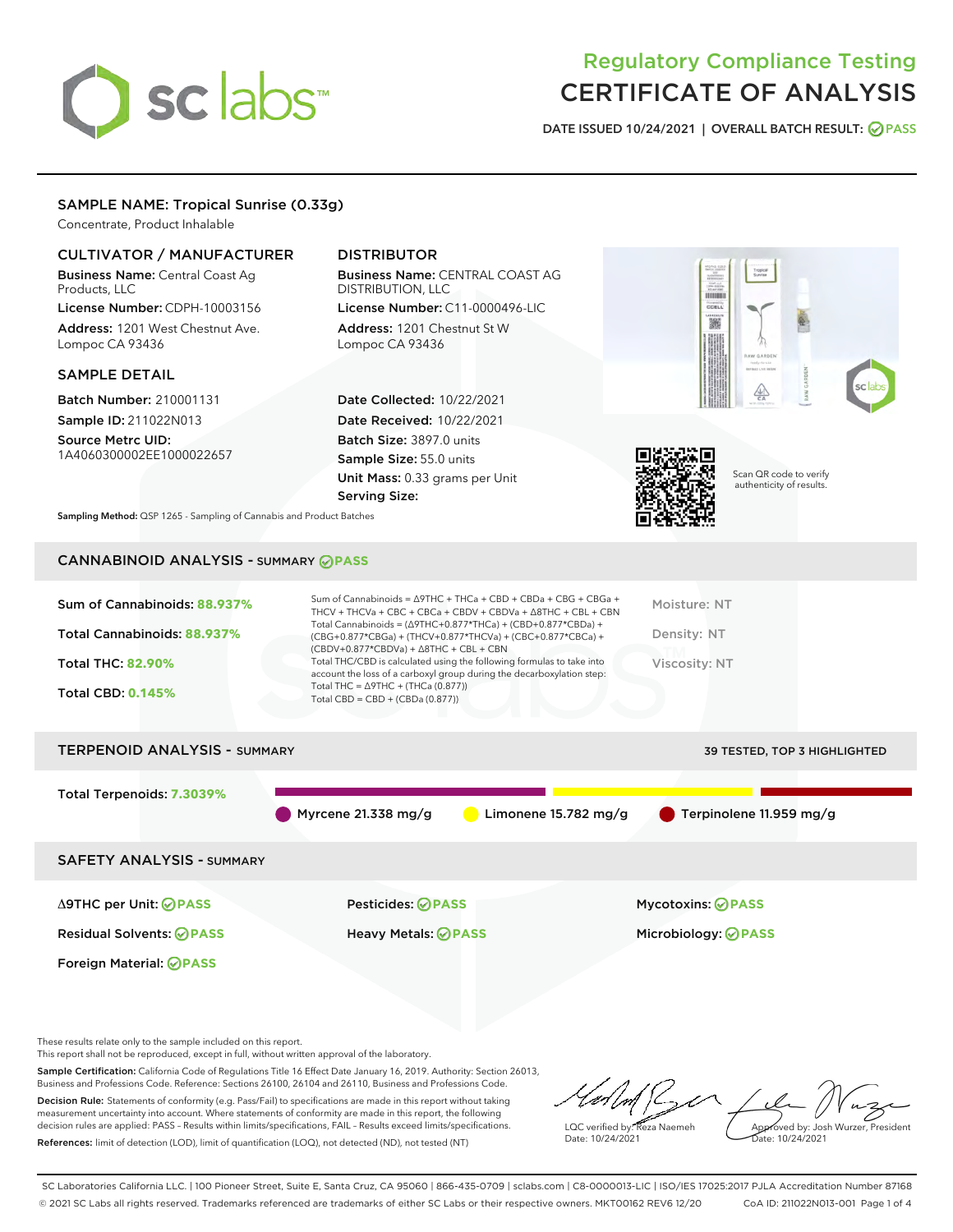# Regulatory Compliance Testing
# CERTIFICATE OF ANALYSIS

DATE ISSUED 10/24/2021 | OVERALL BATCH RESULT: PASS

## SAMPLE NAME: Tropical Sunrise (0.33g)

Concentrate, Product Inhalable

### CULTIVATOR / MANUFACTURER

**Business Name:** Central Coast Ag Products, LLC
**License Number:** CDPH-10003156
**Address:** 1201 West Chestnut Ave. Lompoc CA 93436

### DISTRIBUTOR

**Business Name:** CENTRAL COAST AG DISTRIBUTION, LLC
**License Number:** C11-0000496-LIC
**Address:** 1201 Chestnut St W Lompoc CA 93436

### SAMPLE DETAIL

**Batch Number:** 210001131
**Sample ID:** 211022N013
**Source Metrc UID:** 1A4060300002EE1000022657

**Date Collected:** 10/22/2021
**Date Received:** 10/22/2021
**Batch Size:** 3897.0 units
**Sample Size:** 55.0 units
**Unit Mass:** 0.33 grams per Unit
**Serving Size:**

Scan QR code to verify authenticity of results.

**Sampling Method:** QSP 1265 - Sampling of Cannabis and Product Batches

## CANNABINOID ANALYSIS - SUMMARY PASS

Sum of Cannabinoids: **88.937%**
Total Cannabinoids: **88.937%**
Total THC: **82.90%**
Total CBD: **0.145%**

Sum of Cannabinoids = Δ9THC + THCa + CBD + CBDa + CBG + CBGa + THCV + THCVa + CBC + CBCa + CBDV + CBDVa + Δ8THC + CBL + CBN
Total Cannabinoids = (Δ9THC+0.877*THCa) + (CBD+0.877*CBDa) + (CBG+0.877*CBGa) + (THCV+0.877*THCVa) + (CBC+0.877*CBCa) + (CBDV+0.877*CBDVa) + Δ8THC + CBL + CBN
Total THC/CBD is calculated using the following formulas to take into account the loss of a carboxyl group during the decarboxylation step:
Total THC = Δ9THC + (THCa (0.877))
Total CBD = CBD + (CBDa (0.877))

Moisture: NT
Density: NT
Viscosity: NT

## TERPENOID ANALYSIS - SUMMARY

39 TESTED, TOP 3 HIGHLIGHTED

Total Terpenoids: **7.3039%**

Myrcene 21.338 mg/g | Limonene 15.782 mg/g | Terpinolene 11.959 mg/g

## SAFETY ANALYSIS - SUMMARY

| | | |
|---|---|---|
| Δ9THC per Unit: PASS | Pesticides: PASS | Mycotoxins: PASS |
| Residual Solvents: PASS | Heavy Metals: PASS | Microbiology: PASS |
| Foreign Material: PASS | | |

These results relate only to the sample included on this report.
This report shall not be reproduced, except in full, without written approval of the laboratory.

**Sample Certification:** California Code of Regulations Title 16 Effect Date January 16, 2019. Authority: Section 26013, Business and Professions Code. Reference: Sections 26100, 26104 and 26110, Business and Professions Code.

**Decision Rule:** Statements of conformity (e.g. Pass/Fail) to specifications are made in this report without taking measurement uncertainty into account. Where statements of conformity are made in this report, the following decision rules are applied: PASS – Results within limits/specifications, FAIL – Results exceed limits/specifications.

**References:** limit of detection (LOD), limit of quantification (LOQ), not detected (ND), not tested (NT)

LQC verified by: Reza Naemeh
Date: 10/24/2021

Approved by: Josh Wurzer, President
Date: 10/24/2021

SC Laboratories California LLC. | 100 Pioneer Street, Suite E, Santa Cruz, CA 95060 | 866-435-0709 | sclabs.com | C8-0000013-LIC | ISO/IES 17025:2017 PJLA Accreditation Number 87168
© 2021 SC Labs all rights reserved. Trademarks referenced are trademarks of either SC Labs or their respective owners. MKT00162 REV6 12/20 CoA ID: 211022N013-001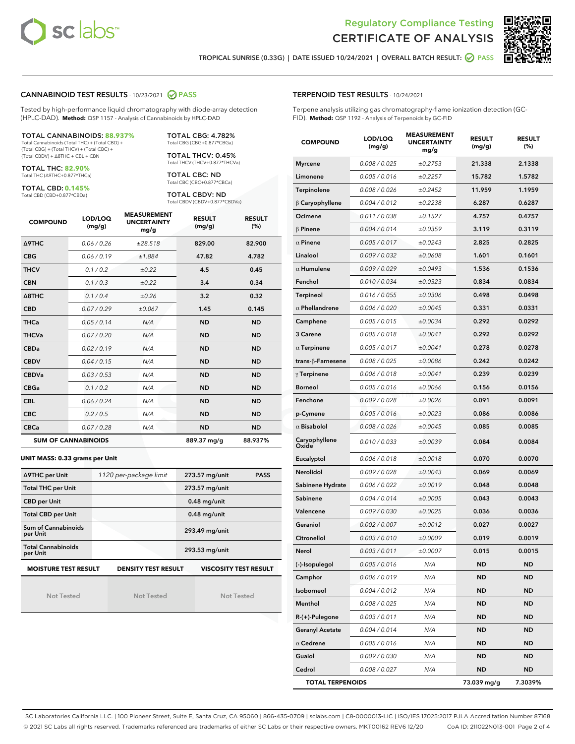# Regulatory Compliance Testing
# CERTIFICATE OF ANALYSIS

TROPICAL SUNRISE (0.33G) | DATE ISSUED 10/24/2021 | OVERALL BATCH RESULT: PASS

## CANNABINOID TEST RESULTS - 10/23/2021 PASS

Tested by high-performance liquid chromatography with diode-array detection (HPLC-DAD). **Method:** QSP 1157 - Analysis of Cannabinoids by HPLC-DAD

**TOTAL CANNABINOIDS: 88.937%**
Total Cannabinoids (Total THC) + (Total CBD) + (Total CBG) + (Total THCV) + (Total CBC) + (Total CBDV) + Δ8THC + CBL + CBN

**TOTAL THC: 82.90%**
Total THC (Δ9THC+0.877*THCa)

**TOTAL CBD: 0.145%**
Total CBD (CBD+0.877*CBDa)

**TOTAL CBG: 4.782%**
Total CBG (CBG+0.877*CBGa)

**TOTAL THCV: 0.45%**
Total THCV (THCV+0.877*THCVa)

**TOTAL CBC: ND**
Total CBC (CBC+0.877*CBCa)

**TOTAL CBDV: ND**
Total CBDV (CBDV+0.877*CBDVa)

| COMPOUND | LOD/LOQ (mg/g) | MEASUREMENT UNCERTAINTY mg/g | RESULT (mg/g) | RESULT (%) |
|---|---|---|---|---|
| Δ9THC | 0.06 / 0.26 | ±28.518 | 829.00 | 82.900 |
| CBG | 0.06 / 0.19 | ±1.884 | 47.82 | 4.782 |
| THCV | 0.1 / 0.2 | ±0.22 | 4.5 | 0.45 |
| CBN | 0.1 / 0.3 | ±0.22 | 3.4 | 0.34 |
| Δ8THC | 0.1 / 0.4 | ±0.26 | 3.2 | 0.32 |
| CBD | 0.07 / 0.29 | ±0.067 | 1.45 | 0.145 |
| THCa | 0.05 / 0.14 | N/A | ND | ND |
| THCVa | 0.07 / 0.20 | N/A | ND | ND |
| CBDa | 0.02 / 0.19 | N/A | ND | ND |
| CBDV | 0.04 / 0.15 | N/A | ND | ND |
| CBDVa | 0.03 / 0.53 | N/A | ND | ND |
| CBGa | 0.1 / 0.2 | N/A | ND | ND |
| CBL | 0.06 / 0.24 | N/A | ND | ND |
| CBC | 0.2 / 0.5 | N/A | ND | ND |
| CBCa | 0.07 / 0.28 | N/A | ND | ND |
| **SUM OF CANNABINOIDS** | | | 889.37 mg/g | 88.937% |

**UNIT MASS: 0.33 grams per Unit**

| | | | |
|---|---|---|---|
| Δ9THC per Unit | 1120 per-package limit | 273.57 mg/unit | PASS |
| Total THC per Unit | | 273.57 mg/unit | |
| CBD per Unit | | 0.48 mg/unit | |
| Total CBD per Unit | | 0.48 mg/unit | |
| Sum of Cannabinoids per Unit | | 293.49 mg/unit | |
| Total Cannabinoids per Unit | | 293.53 mg/unit | |

| MOISTURE TEST RESULT | DENSITY TEST RESULT | VISCOSITY TEST RESULT |
|---|---|---|
| Not Tested | Not Tested | Not Tested |

## TERPENOID TEST RESULTS - 10/24/2021

Terpene analysis utilizing gas chromatography-flame ionization detection (GC-FID). **Method:** QSP 1192 - Analysis of Terpenoids by GC-FID

| COMPOUND | LOD/LOQ (mg/g) | MEASUREMENT UNCERTAINTY mg/g | RESULT (mg/g) | RESULT (%) |
|---|---|---|---|---|
| Myrcene | 0.008 / 0.025 | ±0.2753 | 21.338 | 2.1338 |
| Limonene | 0.005 / 0.016 | ±0.2257 | 15.782 | 1.5782 |
| Terpinolene | 0.008 / 0.026 | ±0.2452 | 11.959 | 1.1959 |
| β Caryophyllene | 0.004 / 0.012 | ±0.2238 | 6.287 | 0.6287 |
| Ocimene | 0.011 / 0.038 | ±0.1527 | 4.757 | 0.4757 |
| β Pinene | 0.004 / 0.014 | ±0.0359 | 3.119 | 0.3119 |
| α Pinene | 0.005 / 0.017 | ±0.0243 | 2.825 | 0.2825 |
| Linalool | 0.009 / 0.032 | ±0.0608 | 1.601 | 0.1601 |
| α Humulene | 0.009 / 0.029 | ±0.0493 | 1.536 | 0.1536 |
| Fenchol | 0.010 / 0.034 | ±0.0323 | 0.834 | 0.0834 |
| Terpineol | 0.016 / 0.055 | ±0.0306 | 0.498 | 0.0498 |
| α Phellandrene | 0.006 / 0.020 | ±0.0045 | 0.331 | 0.0331 |
| Camphene | 0.005 / 0.015 | ±0.0034 | 0.292 | 0.0292 |
| 3 Carene | 0.005 / 0.018 | ±0.0041 | 0.292 | 0.0292 |
| α Terpinene | 0.005 / 0.017 | ±0.0041 | 0.278 | 0.0278 |
| trans-β-Farnesene | 0.008 / 0.025 | ±0.0086 | 0.242 | 0.0242 |
| γ Terpinene | 0.006 / 0.018 | ±0.0041 | 0.239 | 0.0239 |
| Borneol | 0.005 / 0.016 | ±0.0066 | 0.156 | 0.0156 |
| Fenchone | 0.009 / 0.028 | ±0.0026 | 0.091 | 0.0091 |
| p-Cymene | 0.005 / 0.016 | ±0.0023 | 0.086 | 0.0086 |
| α Bisabolol | 0.008 / 0.026 | ±0.0045 | 0.085 | 0.0085 |
| Caryophyllene Oxide | 0.010 / 0.033 | ±0.0039 | 0.084 | 0.0084 |
| Eucalyptol | 0.006 / 0.018 | ±0.0018 | 0.070 | 0.0070 |
| Nerolidol | 0.009 / 0.028 | ±0.0043 | 0.069 | 0.0069 |
| Sabinene Hydrate | 0.006 / 0.022 | ±0.0019 | 0.048 | 0.0048 |
| Sabinene | 0.004 / 0.014 | ±0.0005 | 0.043 | 0.0043 |
| Valencene | 0.009 / 0.030 | ±0.0025 | 0.036 | 0.0036 |
| Geraniol | 0.002 / 0.007 | ±0.0012 | 0.027 | 0.0027 |
| Citronellol | 0.003 / 0.010 | ±0.0009 | 0.019 | 0.0019 |
| Nerol | 0.003 / 0.011 | ±0.0007 | 0.015 | 0.0015 |
| (-)-Isopulegol | 0.005 / 0.016 | N/A | ND | ND |
| Camphor | 0.006 / 0.019 | N/A | ND | ND |
| Isoborneol | 0.004 / 0.012 | N/A | ND | ND |
| Menthol | 0.008 / 0.025 | N/A | ND | ND |
| R-(+)-Pulegone | 0.003 / 0.011 | N/A | ND | ND |
| Geranyl Acetate | 0.004 / 0.014 | N/A | ND | ND |
| α Cedrene | 0.005 / 0.016 | N/A | ND | ND |
| Guaiol | 0.009 / 0.030 | N/A | ND | ND |
| Cedrol | 0.008 / 0.027 | N/A | ND | ND |
| **TOTAL TERPENOIDS** | | | 73.039 mg/g | 7.3039% |

SC Laboratories California LLC. | 100 Pioneer Street, Suite E, Santa Cruz, CA 95060 | 866-435-0709 | sclabs.com | C8-0000013-LIC | ISO/IES 17025:2017 PJLA Accreditation Number 87168
© 2021 SC Labs all rights reserved. Trademarks referenced are trademarks of either SC Labs or their respective owners. MKT00162 REV6 12/20 CoA ID: 211022N013-001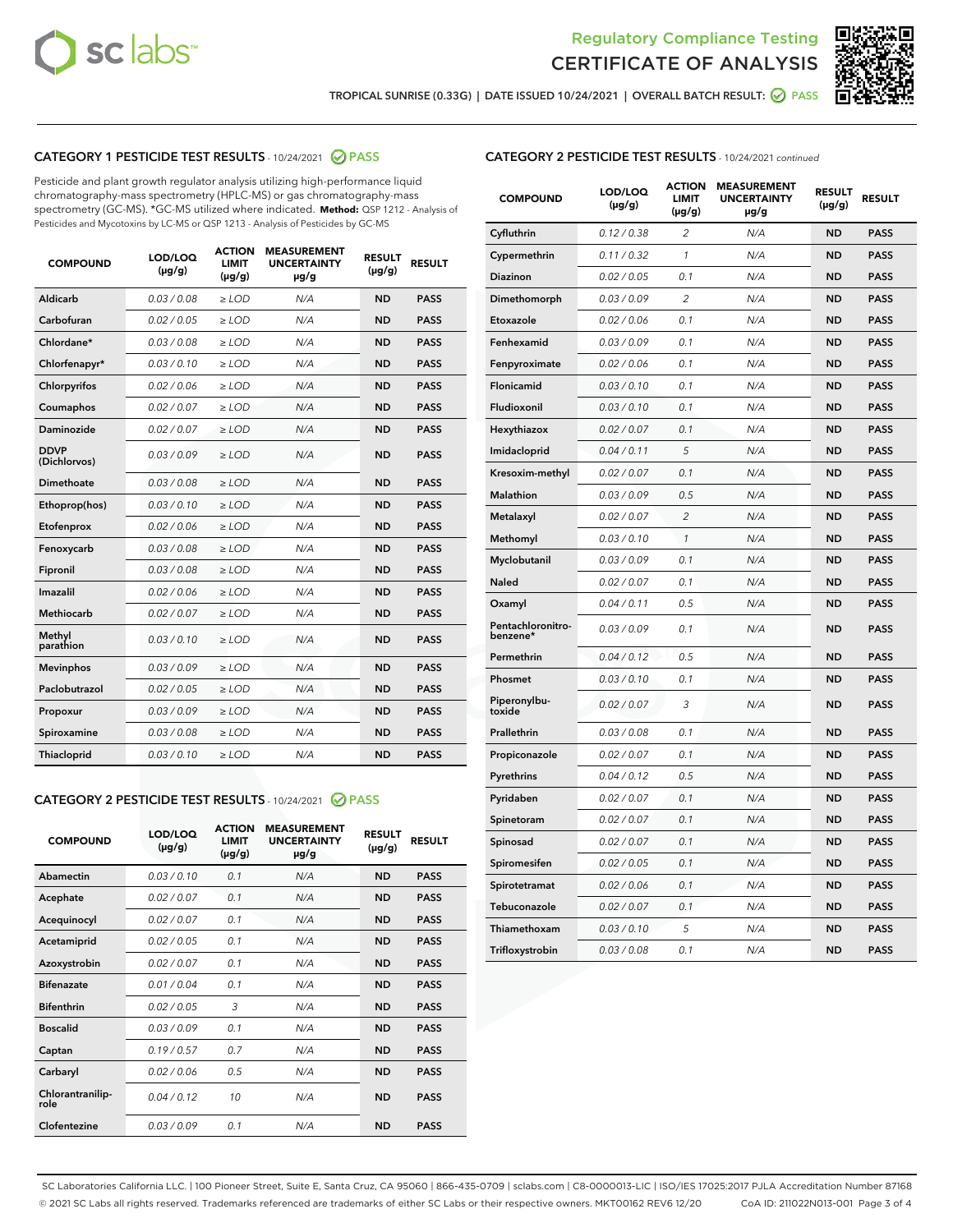Regulatory Compliance Testing

# CERTIFICATE OF ANALYSIS

TROPICAL SUNRISE (0.33G) | DATE ISSUED 10/24/2021 | OVERALL BATCH RESULT: PASS

## CATEGORY 1 PESTICIDE TEST RESULTS - 10/24/2021 PASS

Pesticide and plant growth regulator analysis utilizing high-performance liquid chromatography-mass spectrometry (HPLC-MS) or gas chromatography-mass spectrometry (GC-MS). *GC-MS utilized where indicated. **Method:** QSP 1212 - Analysis of Pesticides and Mycotoxins by LC-MS or QSP 1213 - Analysis of Pesticides by GC-MS

| COMPOUND | LOD/LOQ (µg/g) | ACTION LIMIT (µg/g) | MEASUREMENT UNCERTAINTY µg/g | RESULT (µg/g) | RESULT |
|---|---|---|---|---|---|
| Aldicarb | 0.03 / 0.08 | ≥ LOD | N/A | ND | PASS |
| Carbofuran | 0.02 / 0.05 | ≥ LOD | N/A | ND | PASS |
| Chlordane* | 0.03 / 0.08 | ≥ LOD | N/A | ND | PASS |
| Chlorfenapyr* | 0.03 / 0.10 | ≥ LOD | N/A | ND | PASS |
| Chlorpyrifos | 0.02 / 0.06 | ≥ LOD | N/A | ND | PASS |
| Coumaphos | 0.02 / 0.07 | ≥ LOD | N/A | ND | PASS |
| Daminozide | 0.02 / 0.07 | ≥ LOD | N/A | ND | PASS |
| DDVP (Dichlorvos) | 0.03 / 0.09 | ≥ LOD | N/A | ND | PASS |
| Dimethoate | 0.03 / 0.08 | ≥ LOD | N/A | ND | PASS |
| Ethoprop(hos) | 0.03 / 0.10 | ≥ LOD | N/A | ND | PASS |
| Etofenprox | 0.02 / 0.06 | ≥ LOD | N/A | ND | PASS |
| Fenoxycarb | 0.03 / 0.08 | ≥ LOD | N/A | ND | PASS |
| Fipronil | 0.03 / 0.08 | ≥ LOD | N/A | ND | PASS |
| Imazalil | 0.02 / 0.06 | ≥ LOD | N/A | ND | PASS |
| Methiocarb | 0.02 / 0.07 | ≥ LOD | N/A | ND | PASS |
| Methyl parathion | 0.03 / 0.10 | ≥ LOD | N/A | ND | PASS |
| Mevinphos | 0.03 / 0.09 | ≥ LOD | N/A | ND | PASS |
| Paclobutrazol | 0.02 / 0.05 | ≥ LOD | N/A | ND | PASS |
| Propoxur | 0.03 / 0.09 | ≥ LOD | N/A | ND | PASS |
| Spiroxamine | 0.03 / 0.08 | ≥ LOD | N/A | ND | PASS |
| Thiacloprid | 0.03 / 0.10 | ≥ LOD | N/A | ND | PASS |

## CATEGORY 2 PESTICIDE TEST RESULTS - 10/24/2021 PASS

| COMPOUND | LOD/LOQ (µg/g) | ACTION LIMIT (µg/g) | MEASUREMENT UNCERTAINTY µg/g | RESULT (µg/g) | RESULT |
|---|---|---|---|---|---|
| Abamectin | 0.03 / 0.10 | 0.1 | N/A | ND | PASS |
| Acephate | 0.02 / 0.07 | 0.1 | N/A | ND | PASS |
| Acequinocyl | 0.02 / 0.07 | 0.1 | N/A | ND | PASS |
| Acetamiprid | 0.02 / 0.05 | 0.1 | N/A | ND | PASS |
| Azoxystrobin | 0.02 / 0.07 | 0.1 | N/A | ND | PASS |
| Bifenazate | 0.01 / 0.04 | 0.1 | N/A | ND | PASS |
| Bifenthrin | 0.02 / 0.05 | 3 | N/A | ND | PASS |
| Boscalid | 0.03 / 0.09 | 0.1 | N/A | ND | PASS |
| Captan | 0.19 / 0.57 | 0.7 | N/A | ND | PASS |
| Carbaryl | 0.02 / 0.06 | 0.5 | N/A | ND | PASS |
| Chlorantraniliprole | 0.04 / 0.12 | 10 | N/A | ND | PASS |
| Clofentezine | 0.03 / 0.09 | 0.1 | N/A | ND | PASS |
| Cyfluthrin | 0.12 / 0.38 | 2 | N/A | ND | PASS |
| Cypermethrin | 0.11 / 0.32 | 1 | N/A | ND | PASS |
| Diazinon | 0.02 / 0.05 | 0.1 | N/A | ND | PASS |
| Dimethomorph | 0.03 / 0.09 | 2 | N/A | ND | PASS |
| Etoxazole | 0.02 / 0.06 | 0.1 | N/A | ND | PASS |
| Fenhexamid | 0.03 / 0.09 | 0.1 | N/A | ND | PASS |
| Fenpyroximate | 0.02 / 0.06 | 0.1 | N/A | ND | PASS |
| Flonicamid | 0.03 / 0.10 | 0.1 | N/A | ND | PASS |
| Fludioxonil | 0.03 / 0.10 | 0.1 | N/A | ND | PASS |
| Hexythiazox | 0.02 / 0.07 | 0.1 | N/A | ND | PASS |
| Imidacloprid | 0.04 / 0.11 | 5 | N/A | ND | PASS |
| Kresoxim-methyl | 0.02 / 0.07 | 0.1 | N/A | ND | PASS |
| Malathion | 0.03 / 0.09 | 0.5 | N/A | ND | PASS |
| Metalaxyl | 0.02 / 0.07 | 2 | N/A | ND | PASS |
| Methomyl | 0.03 / 0.10 | 1 | N/A | ND | PASS |
| Myclobutanil | 0.03 / 0.09 | 0.1 | N/A | ND | PASS |
| Naled | 0.02 / 0.07 | 0.1 | N/A | ND | PASS |
| Oxamyl | 0.04 / 0.11 | 0.5 | N/A | ND | PASS |
| Pentachloronitrobenzene* | 0.03 / 0.09 | 0.1 | N/A | ND | PASS |
| Permethrin | 0.04 / 0.12 | 0.5 | N/A | ND | PASS |
| Phosmet | 0.03 / 0.10 | 0.1 | N/A | ND | PASS |
| Piperonylbutoxide | 0.02 / 0.07 | 3 | N/A | ND | PASS |
| Prallethrin | 0.03 / 0.08 | 0.1 | N/A | ND | PASS |
| Propiconazole | 0.02 / 0.07 | 0.1 | N/A | ND | PASS |
| Pyrethrins | 0.04 / 0.12 | 0.5 | N/A | ND | PASS |
| Pyridaben | 0.02 / 0.07 | 0.1 | N/A | ND | PASS |
| Spinetoram | 0.02 / 0.07 | 0.1 | N/A | ND | PASS |
| Spinosad | 0.02 / 0.07 | 0.1 | N/A | ND | PASS |
| Spiromesifen | 0.02 / 0.05 | 0.1 | N/A | ND | PASS |
| Spirotetramat | 0.02 / 0.06 | 0.1 | N/A | ND | PASS |
| Tebuconazole | 0.02 / 0.07 | 0.1 | N/A | ND | PASS |
| Thiamethoxam | 0.03 / 0.10 | 5 | N/A | ND | PASS |
| Trifloxystrobin | 0.03 / 0.08 | 0.1 | N/A | ND | PASS |

SC Laboratories California LLC. | 100 Pioneer Street, Suite E, Santa Cruz, CA 95060 | 866-435-0709 | sclabs.com | C8-0000013-LIC | ISO/IES 17025:2017 PJLA Accreditation Number 87168
© 2021 SC Labs all rights reserved. Trademarks referenced are trademarks of either SC Labs or their respective owners. MKT00162 REV6 12/20 CoA ID: 211022N013-001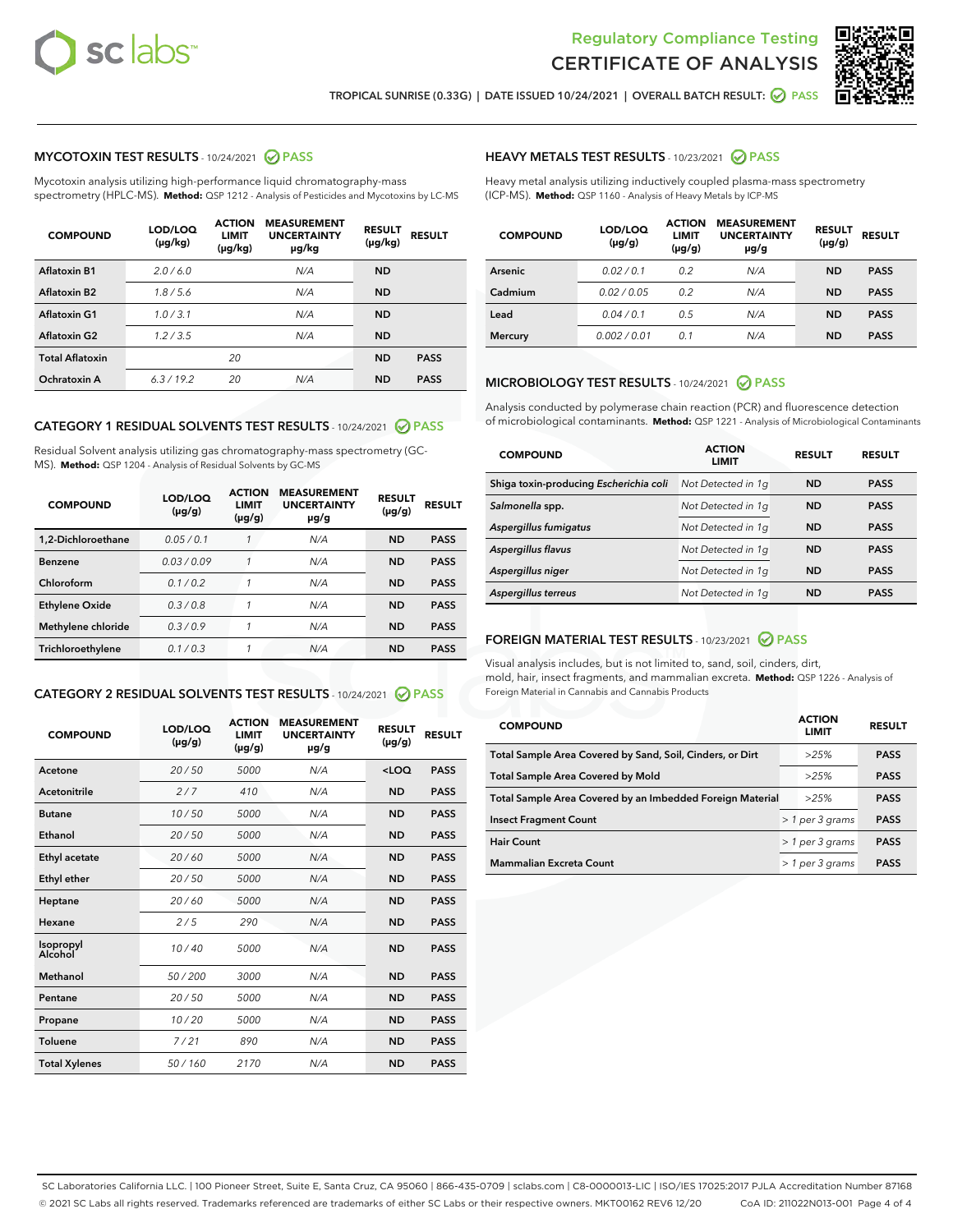Regulatory Compliance Testing
# CERTIFICATE OF ANALYSIS

TROPICAL SUNRISE (0.33G) | DATE ISSUED 10/24/2021 | OVERALL BATCH RESULT: PASS

## MYCOTOXIN TEST RESULTS - 10/24/2021 PASS

Mycotoxin analysis utilizing high-performance liquid chromatography-mass spectrometry (HPLC-MS). **Method:** QSP 1212 - Analysis of Pesticides and Mycotoxins by LC-MS

| COMPOUND | LOD/LOQ (µg/kg) | ACTION LIMIT (µg/kg) | MEASUREMENT UNCERTAINTY µg/kg | RESULT (µg/kg) | RESULT |
|---|---|---|---|---|---|
| Aflatoxin B1 | 2.0 / 6.0 | | N/A | ND | |
| Aflatoxin B2 | 1.8 / 5.6 | | N/A | ND | |
| Aflatoxin G1 | 1.0 / 3.1 | | N/A | ND | |
| Aflatoxin G2 | 1.2 / 3.5 | | N/A | ND | |
| Total Aflatoxin | | 20 | | ND | PASS |
| Ochratoxin A | 6.3 / 19.2 | 20 | N/A | ND | PASS |

## CATEGORY 1 RESIDUAL SOLVENTS TEST RESULTS - 10/24/2021 PASS

Residual Solvent analysis utilizing gas chromatography-mass spectrometry (GC-MS). **Method:** QSP 1204 - Analysis of Residual Solvents by GC-MS

| COMPOUND | LOD/LOQ (µg/g) | ACTION LIMIT (µg/g) | MEASUREMENT UNCERTAINTY µg/g | RESULT (µg/g) | RESULT |
|---|---|---|---|---|---|
| 1,2-Dichloroethane | 0.05 / 0.1 | 1 | N/A | ND | PASS |
| Benzene | 0.03 / 0.09 | 1 | N/A | ND | PASS |
| Chloroform | 0.1 / 0.2 | 1 | N/A | ND | PASS |
| Ethylene Oxide | 0.3 / 0.8 | 1 | N/A | ND | PASS |
| Methylene chloride | 0.3 / 0.9 | 1 | N/A | ND | PASS |
| Trichloroethylene | 0.1 / 0.3 | 1 | N/A | ND | PASS |

## CATEGORY 2 RESIDUAL SOLVENTS TEST RESULTS - 10/24/2021 PASS

| COMPOUND | LOD/LOQ (µg/g) | ACTION LIMIT (µg/g) | MEASUREMENT UNCERTAINTY µg/g | RESULT (µg/g) | RESULT |
|---|---|---|---|---|---|
| Acetone | 20 / 50 | 5000 | N/A | <LOQ | PASS |
| Acetonitrile | 2 / 7 | 410 | N/A | ND | PASS |
| Butane | 10 / 50 | 5000 | N/A | ND | PASS |
| Ethanol | 20 / 50 | 5000 | N/A | ND | PASS |
| Ethyl acetate | 20 / 60 | 5000 | N/A | ND | PASS |
| Ethyl ether | 20 / 50 | 5000 | N/A | ND | PASS |
| Heptane | 20 / 60 | 5000 | N/A | ND | PASS |
| Hexane | 2 / 5 | 290 | N/A | ND | PASS |
| Isopropyl Alcohol | 10 / 40 | 5000 | N/A | ND | PASS |
| Methanol | 50 / 200 | 3000 | N/A | ND | PASS |
| Pentane | 20 / 50 | 5000 | N/A | ND | PASS |
| Propane | 10 / 20 | 5000 | N/A | ND | PASS |
| Toluene | 7 / 21 | 890 | N/A | ND | PASS |
| Total Xylenes | 50 / 160 | 2170 | N/A | ND | PASS |

## HEAVY METALS TEST RESULTS - 10/23/2021 PASS

Heavy metal analysis utilizing inductively coupled plasma-mass spectrometry (ICP-MS). **Method:** QSP 1160 - Analysis of Heavy Metals by ICP-MS

| COMPOUND | LOD/LOQ (µg/g) | ACTION LIMIT (µg/g) | MEASUREMENT UNCERTAINTY µg/g | RESULT (µg/g) | RESULT |
|---|---|---|---|---|---|
| Arsenic | 0.02 / 0.1 | 0.2 | N/A | ND | PASS |
| Cadmium | 0.02 / 0.05 | 0.2 | N/A | ND | PASS |
| Lead | 0.04 / 0.1 | 0.5 | N/A | ND | PASS |
| Mercury | 0.002 / 0.01 | 0.1 | N/A | ND | PASS |

## MICROBIOLOGY TEST RESULTS - 10/24/2021 PASS

Analysis conducted by polymerase chain reaction (PCR) and fluorescence detection of microbiological contaminants. **Method:** QSP 1221 - Analysis of Microbiological Contaminants

| COMPOUND | ACTION LIMIT | RESULT | RESULT |
|---|---|---|---|
| Shiga toxin-producing *Escherichia coli* | Not Detected in 1g | ND | PASS |
| *Salmonella* spp. | Not Detected in 1g | ND | PASS |
| *Aspergillus fumigatus* | Not Detected in 1g | ND | PASS |
| *Aspergillus flavus* | Not Detected in 1g | ND | PASS |
| *Aspergillus niger* | Not Detected in 1g | ND | PASS |
| *Aspergillus terreus* | Not Detected in 1g | ND | PASS |

## FOREIGN MATERIAL TEST RESULTS - 10/23/2021 PASS

Visual analysis includes, but is not limited to, sand, soil, cinders, dirt, mold, hair, insect fragments, and mammalian excreta. **Method:** QSP 1226 - Analysis of Foreign Material in Cannabis and Cannabis Products

| COMPOUND | ACTION LIMIT | RESULT |
|---|---|---|
| Total Sample Area Covered by Sand, Soil, Cinders, or Dirt | >25% | PASS |
| Total Sample Area Covered by Mold | >25% | PASS |
| Total Sample Area Covered by an Imbedded Foreign Material | >25% | PASS |
| Insect Fragment Count | > 1 per 3 grams | PASS |
| Hair Count | > 1 per 3 grams | PASS |
| Mammalian Excreta Count | > 1 per 3 grams | PASS |

SC Laboratories California LLC. | 100 Pioneer Street, Suite E, Santa Cruz, CA 95060 | 866-435-0709 | sclabs.com | C8-0000013-LIC | ISO/IES 17025:2017 PJLA Accreditation Number 87168
© 2021 SC Labs all rights reserved. Trademarks referenced are trademarks of either SC Labs or their respective owners. MKT00162 REV6 12/20 CoA ID: 211022N013-001